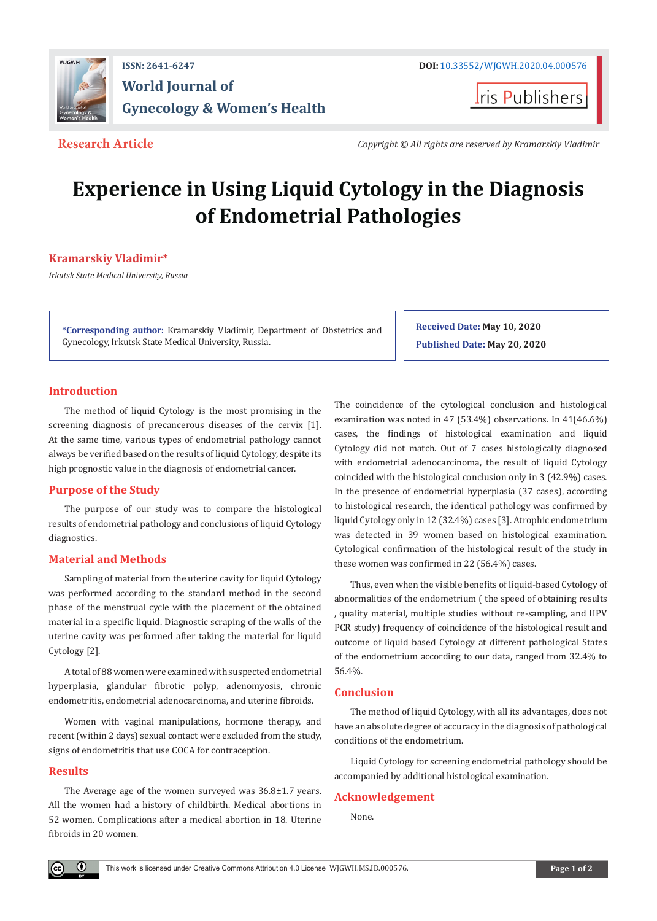ISSN: 2641-6247

DOI: 10.33552/WJGWH.2020.04.000576

World Journal of Gynecology & Women's Health

Iris Publishers

**Research Article**

*Copyright © All rights are reserved by Kramarskiy Vladimir*

# Experience in Using Liquid Cytology in the Diagnosis of Endometrial Pathologies

**Kramarskiy Vladimir***

*Irkutsk State Medical University, Russia*

**\*Corresponding author:** Kramarskiy Vladimir, Department of Obstetrics and Gynecology, Irkutsk State Medical University, Russia.

**Received Date:** May 10, 2020

**Published Date:** May 20, 2020

## Introduction

The method of liquid Cytology is the most promising in the screening diagnosis of precancerous diseases of the cervix [1]. At the same time, various types of endometrial pathology cannot always be verified based on the results of liquid Cytology, despite its high prognostic value in the diagnosis of endometrial cancer.

## Purpose of the Study

The purpose of our study was to compare the histological results of endometrial pathology and conclusions of liquid Cytology diagnostics.

## Material and Methods

Sampling of material from the uterine cavity for liquid Cytology was performed according to the standard method in the second phase of the menstrual cycle with the placement of the obtained material in a specific liquid. Diagnostic scraping of the walls of the uterine cavity was performed after taking the material for liquid Cytology [2].

A total of 88 women were examined with suspected endometrial hyperplasia, glandular fibrotic polyp, adenomyosis, chronic endometritis, endometrial adenocarcinoma, and uterine fibroids.

Women with vaginal manipulations, hormone therapy, and recent (within 2 days) sexual contact were excluded from the study, signs of endometritis that use COCA for contraception.

## Results

The Average age of the women surveyed was 36.8±1.7 years. All the women had a history of childbirth. Medical abortions in 52 women. Complications after a medical abortion in 18. Uterine fibroids in 20 women.

The coincidence of the cytological conclusion and histological examination was noted in 47 (53.4%) observations. In 41(46.6%) cases, the findings of histological examination and liquid Cytology did not match. Out of 7 cases histologically diagnosed with endometrial adenocarcinoma, the result of liquid Cytology coincided with the histological conclusion only in 3 (42.9%) cases. In the presence of endometrial hyperplasia (37 cases), according to histological research, the identical pathology was confirmed by liquid Cytology only in 12 (32.4%) cases [3]. Atrophic endometrium was detected in 39 women based on histological examination. Cytological confirmation of the histological result of the study in these women was confirmed in 22 (56.4%) cases.

Thus, even when the visible benefits of liquid-based Cytology of abnormalities of the endometrium ( the speed of obtaining results , quality material, multiple studies without re-sampling, and HPV PCR study) frequency of coincidence of the histological result and outcome of liquid based Cytology at different pathological States of the endometrium according to our data, ranged from 32.4% to 56.4%.

## Conclusion

The method of liquid Cytology, with all its advantages, does not have an absolute degree of accuracy in the diagnosis of pathological conditions of the endometrium.

Liquid Cytology for screening endometrial pathology should be accompanied by additional histological examination.

## Acknowledgement

None.

This work is licensed under Creative Commons Attribution 4.0 License WJGWH.MS.ID.000576.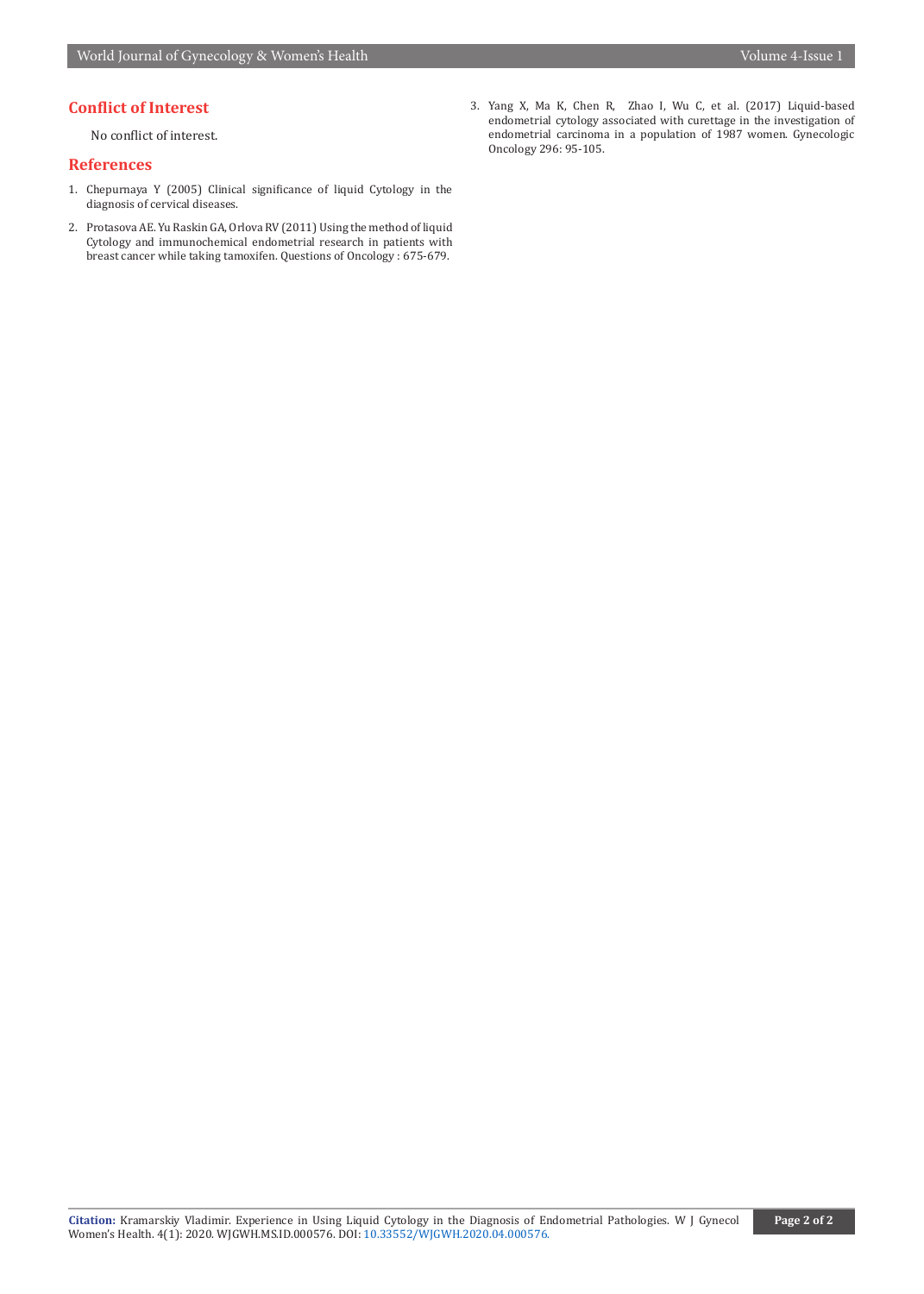## Conflict of Interest

No conflict of interest.

## References

1. Chepurnaya Y (2005) Clinical significance of liquid Cytology in the diagnosis of cervical diseases.
2. Protasova AE. Yu Raskin GA, Orlova RV (2011) Using the method of liquid Cytology and immunochemical endometrial research in patients with breast cancer while taking tamoxifen. Questions of Oncology : 675-679.
3. Yang X, Ma K, Chen R, Zhao I, Wu C, et al. (2017) Liquid-based endometrial cytology associated with curettage in the investigation of endometrial carcinoma in a population of 1987 women. Gynecologic Oncology 296: 95-105.

**Citation:** Kramarskiy Vladimir. Experience in Using Liquid Cytology in the Diagnosis of Endometrial Pathologies. W J Gynecol Women's Health. 4(1): 2020. WJGWH.MS.ID.000576. DOI: 10.33552/WJGWH.2020.04.000576.